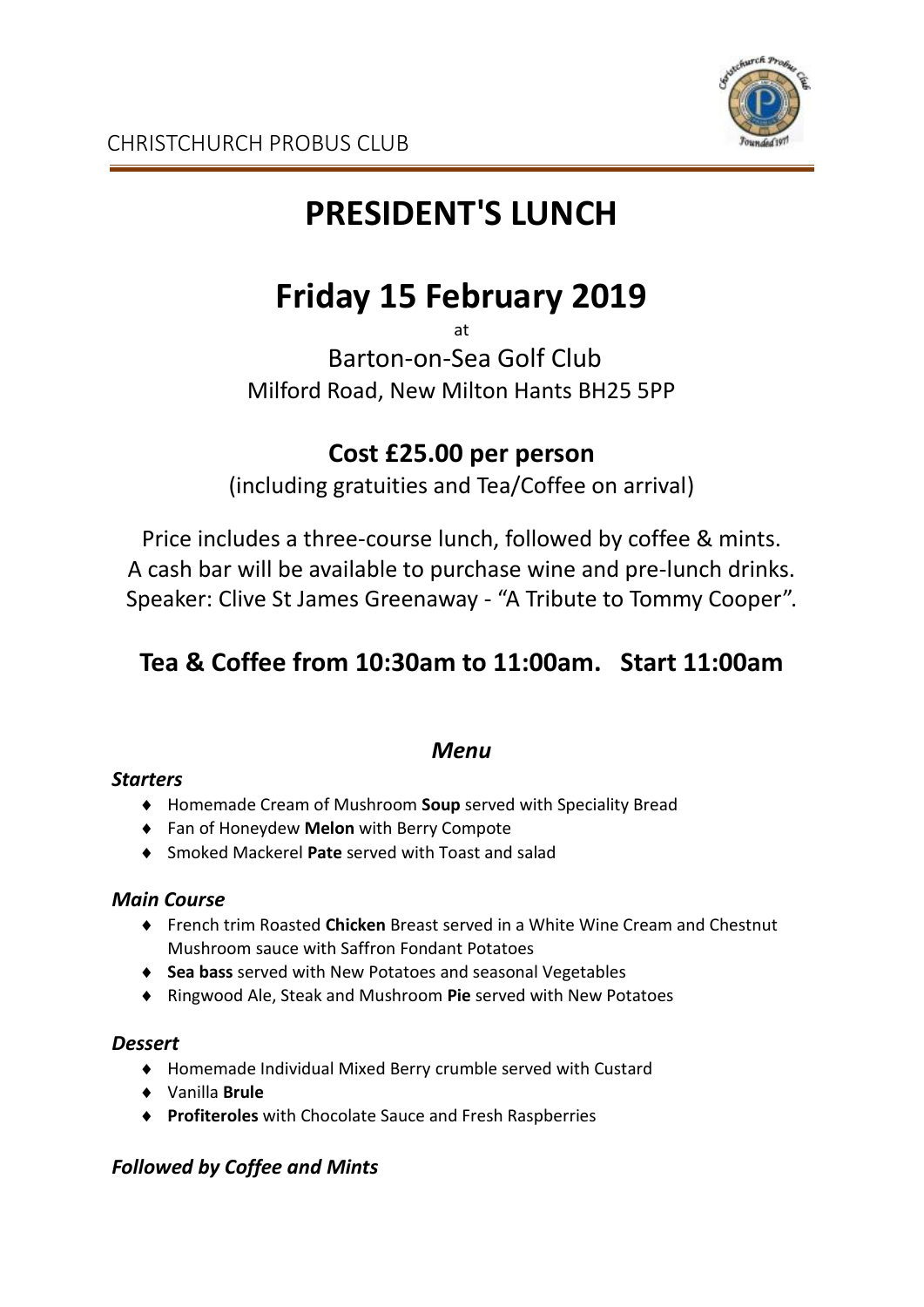CHRISTCHURCH PROBUS CLUB

# PRESIDENT'S LUNCH

# Friday 15 February 2019

at

Barton-on-Sea Golf Club
Milford Road, New Milton Hants BH25 5PP

## Cost £25.00 per person

(including gratuities and Tea/Coffee on arrival)

Price includes a three-course lunch, followed by coffee & mints.
A cash bar will be available to purchase wine and pre-lunch drinks.
Speaker: Clive St James Greenaway - "A Tribute to Tommy Cooper".

## Tea & Coffee from 10:30am to 11:00am.   Start 11:00am

### *Menu*

***Starters***

- Homemade Cream of Mushroom **Soup** served with Speciality Bread
- Fan of Honeydew **Melon** with Berry Compote
- Smoked Mackerel **Pate** served with Toast and salad

***Main Course***

- French trim Roasted **Chicken** Breast served in a White Wine Cream and Chestnut Mushroom sauce with Saffron Fondant Potatoes
- **Sea bass** served with New Potatoes and seasonal Vegetables
- Ringwood Ale, Steak and Mushroom **Pie** served with New Potatoes

***Dessert***

- Homemade Individual Mixed Berry crumble served with Custard
- Vanilla **Brule**
- **Profiteroles** with Chocolate Sauce and Fresh Raspberries

***Followed by Coffee and Mints***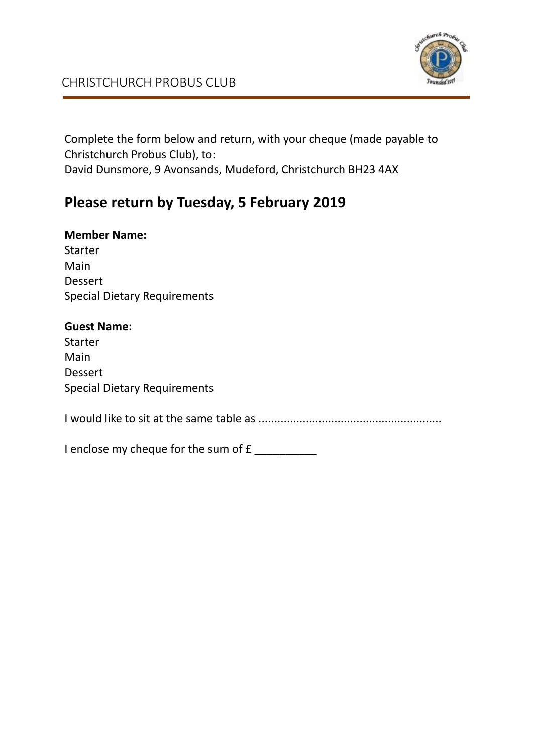Complete the form below and return, with your cheque (made payable to Christchurch Probus Club), to:
David Dunsmore, 9 Avonsands, Mudeford, Christchurch BH23 4AX

## Please return by Tuesday, 5 February 2019

**Member Name:**
Starter
Main
Dessert
Special Dietary Requirements

**Guest Name:**
Starter
Main
Dessert
Special Dietary Requirements

I would like to sit at the same table as .........................................................

I enclose my cheque for the sum of £ __________